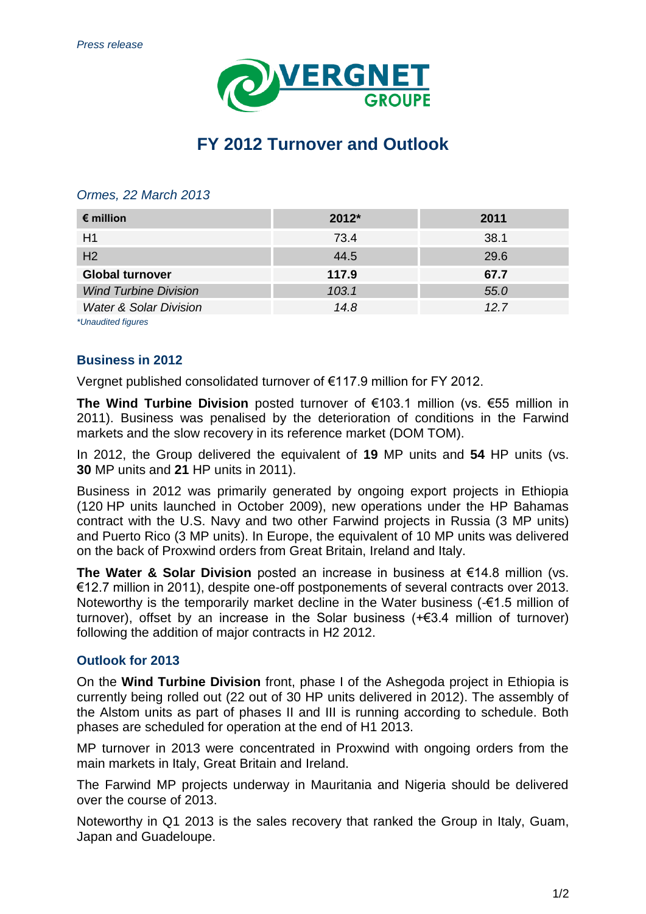*Press release*

VERGNET GROUPE

# FY 2012 Turnover and Outlook

*Ormes, 22 March 2013*

| **€ million** | **2012*** | **2011** |
|---|---|---|
| H1 | 73.4 | 38.1 |
| H2 | 44.5 | 29.6 |
| **Global turnover** | **117.9** | **67.7** |
| *Wind Turbine Division* | *103.1* | *55.0* |
| *Water & Solar Division* | *14.8* | *12.7* |

**Unaudited figures*

## Business in 2012

Vergnet published consolidated turnover of €117.9 million for FY 2012.

**The Wind Turbine Division** posted turnover of €103.1 million (vs. €55 million in 2011). Business was penalised by the deterioration of conditions in the Farwind markets and the slow recovery in its reference market (DOM TOM).

In 2012, the Group delivered the equivalent of **19** MP units and **54** HP units (vs. **30** MP units and **21** HP units in 2011).

Business in 2012 was primarily generated by ongoing export projects in Ethiopia (120 HP units launched in October 2009), new operations under the HP Bahamas contract with the U.S. Navy and two other Farwind projects in Russia (3 MP units) and Puerto Rico (3 MP units). In Europe, the equivalent of 10 MP units was delivered on the back of Proxwind orders from Great Britain, Ireland and Italy.

**The Water & Solar Division** posted an increase in business at €14.8 million (vs. €12.7 million in 2011), despite one-off postponements of several contracts over 2013. Noteworthy is the temporarily market decline in the Water business (-€1.5 million of turnover), offset by an increase in the Solar business (+€3.4 million of turnover) following the addition of major contracts in H2 2012.

## Outlook for 2013

On the **Wind Turbine Division** front, phase I of the Ashegoda project in Ethiopia is currently being rolled out (22 out of 30 HP units delivered in 2012). The assembly of the Alstom units as part of phases II and III is running according to schedule. Both phases are scheduled for operation at the end of H1 2013.

MP turnover in 2013 were concentrated in Proxwind with ongoing orders from the main markets in Italy, Great Britain and Ireland.

The Farwind MP projects underway in Mauritania and Nigeria should be delivered over the course of 2013.

Noteworthy in Q1 2013 is the sales recovery that ranked the Group in Italy, Guam, Japan and Guadeloupe.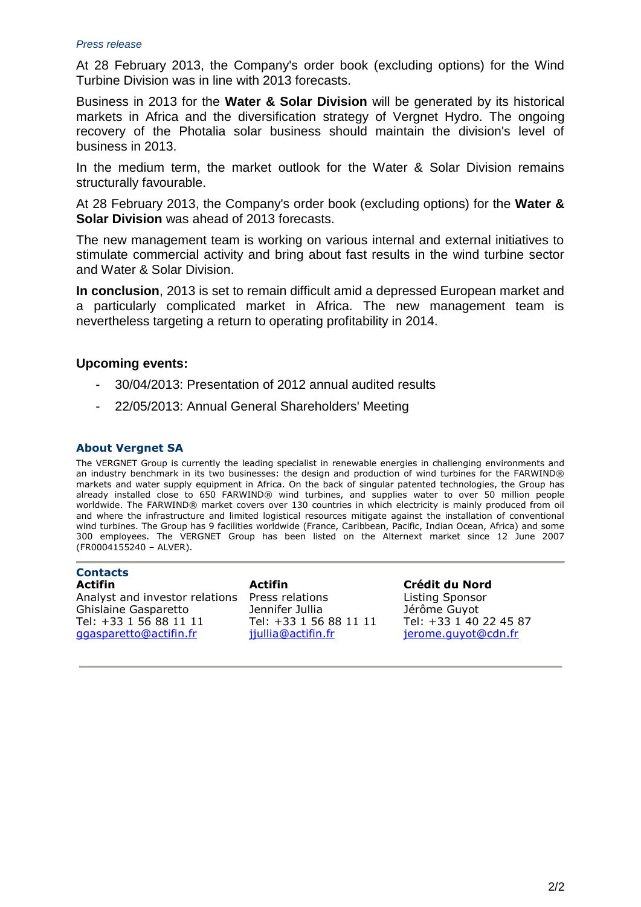*Press release*

At 28 February 2013, the Company's order book (excluding options) for the Wind Turbine Division was in line with 2013 forecasts.

Business in 2013 for the **Water & Solar Division** will be generated by its historical markets in Africa and the diversification strategy of Vergnet Hydro. The ongoing recovery of the Photalia solar business should maintain the division's level of business in 2013.

In the medium term, the market outlook for the Water & Solar Division remains structurally favourable.

At 28 February 2013, the Company's order book (excluding options) for the **Water & Solar Division** was ahead of 2013 forecasts.

The new management team is working on various internal and external initiatives to stimulate commercial activity and bring about fast results in the wind turbine sector and Water & Solar Division.

**In conclusion**, 2013 is set to remain difficult amid a depressed European market and a particularly complicated market in Africa. The new management team is nevertheless targeting a return to operating profitability in 2014.

### Upcoming events:

- 30/04/2013: Presentation of 2012 annual audited results
- 22/05/2013: Annual General Shareholders' Meeting

### About Vergnet SA

The VERGNET Group is currently the leading specialist in renewable energies in challenging environments and an industry benchmark in its two businesses: the design and production of wind turbines for the FARWIND® markets and water supply equipment in Africa. On the back of singular patented technologies, the Group has already installed close to 650 FARWIND® wind turbines, and supplies water to over 50 million people worldwide. The FARWIND® market covers over 130 countries in which electricity is mainly produced from oil and where the infrastructure and limited logistical resources mitigate against the installation of conventional wind turbines. The Group has 9 facilities worldwide (France, Caribbean, Pacific, Indian Ocean, Africa) and some 300 employees. The VERGNET Group has been listed on the Alternext market since 12 June 2007 (FR0004155240 – ALVER).

### Contacts

**Actifin**
Analyst and investor relations
Ghislaine Gasparetto
Tel: +33 1 56 88 11 11
ggasparetto@actifin.fr

**Actifin**
Press relations
Jennifer Jullia
Tel: +33 1 56 88 11 11
jjullia@actifin.fr

**Crédit du Nord**
Listing Sponsor
Jérôme Guyot
Tel: +33 1 40 22 45 87
jerome.guyot@cdn.fr